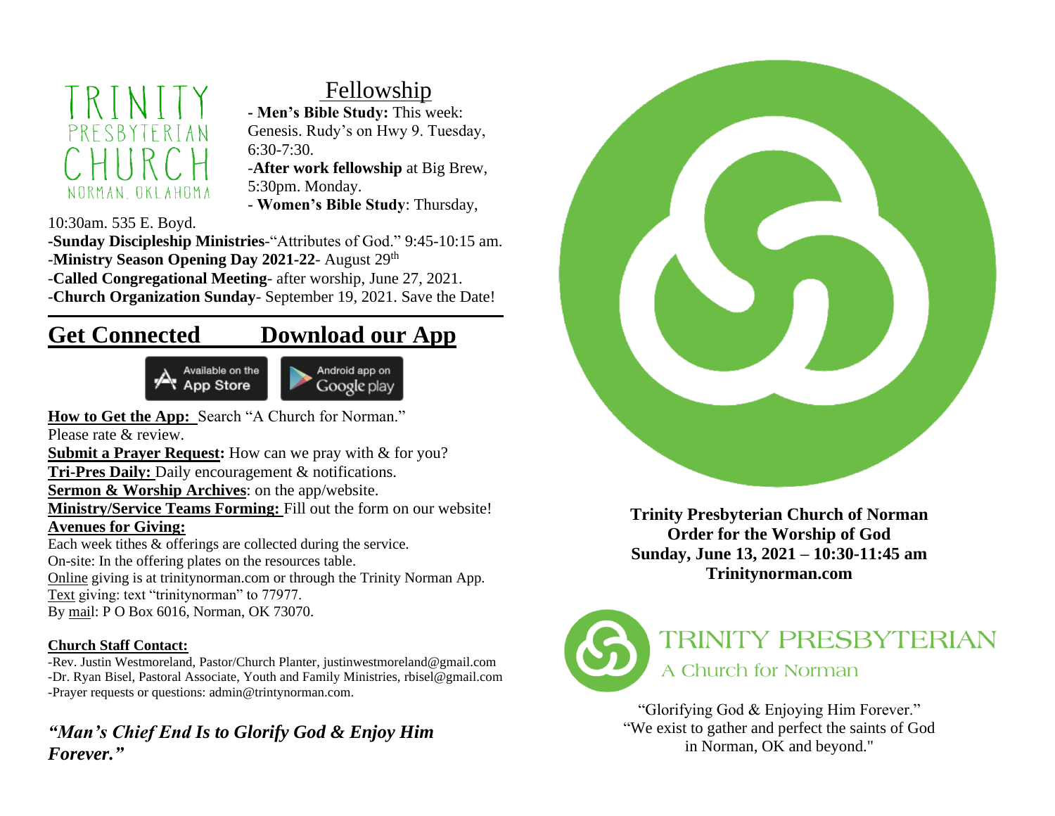TRINITY
PRESBYTERIAN
CHURCH
NORMAN, OKLAHOMA

## Fellowship

- **Men's Bible Study:** This week: Genesis. Rudy's on Hwy 9. Tuesday, 6:30-7:30.
- **After work fellowship** at Big Brew, 5:30pm. Monday.
- **Women's Bible Study**: Thursday, 10:30am. 535 E. Boyd.
- **Sunday Discipleship Ministries**-"Attributes of God." 9:45-10:15 am.
- **Ministry Season Opening Day 2021-22**- August 29th
- **Called Congregational Meeting**- after worship, June 27, 2021.
- **Church Organization Sunday**- September 19, 2021. Save the Date!

## Get Connected          Download our App

Available on the App Store | Android app on Google play

**How to Get the App:** Search "A Church for Norman." Please rate & review.

**Submit a Prayer Request:** How can we pray with & for you?

**Tri-Pres Daily:** Daily encouragement & notifications.

**Sermon & Worship Archives**: on the app/website.

**Ministry/Service Teams Forming:** Fill out the form on our website!

**Avenues for Giving:**

Each week tithes & offerings are collected during the service.
On-site: In the offering plates on the resources table.
Online giving is at trinitynorman.com or through the Trinity Norman App.
Text giving: text "trinitynorman" to 77977.
By mail: P O Box 6016, Norman, OK 73070.

**Church Staff Contact:**

-Rev. Justin Westmoreland, Pastor/Church Planter, justinwestmoreland@gmail.com
-Dr. Ryan Bisel, Pastoral Associate, Youth and Family Ministries, rbisel@gmail.com
-Prayer requests or questions: admin@trintynorman.com.

***"Man's Chief End Is to Glorify God & Enjoy Him Forever."***

**Trinity Presbyterian Church of Norman**
**Order for the Worship of God**
**Sunday, June 13, 2021 – 10:30-11:45 am**
**Trinitynorman.com**

TRINITY PRESBYTERIAN
A Church for Norman

"Glorifying God & Enjoying Him Forever."
"We exist to gather and perfect the saints of God in Norman, OK and beyond."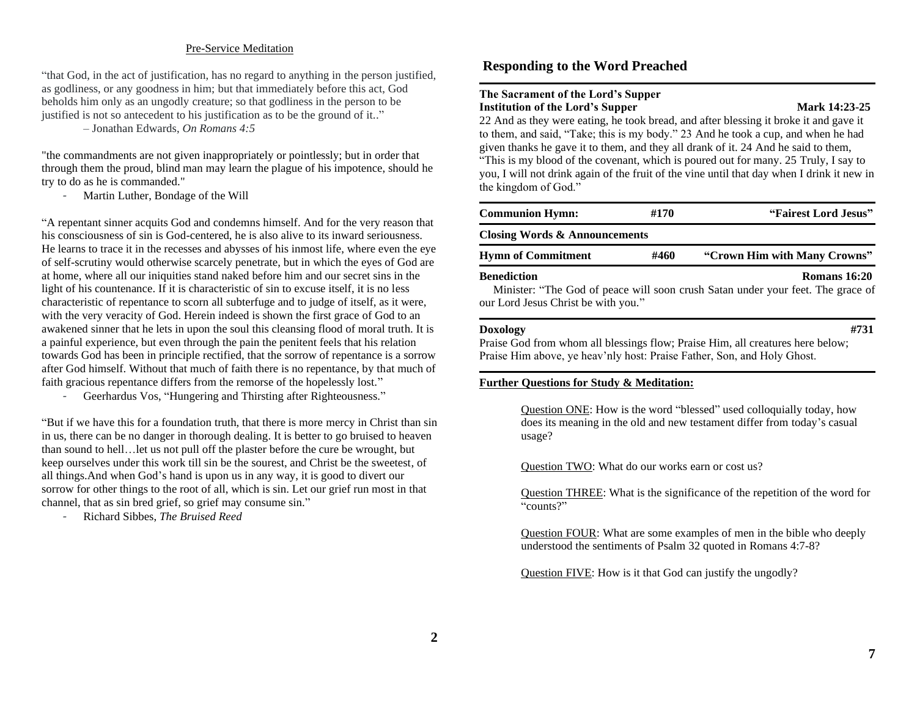Pre-Service Meditation

"that God, in the act of justification, has no regard to anything in the person justified, as godliness, or any goodness in him; but that immediately before this act, God beholds him only as an ungodly creature; so that godliness in the person to be justified is not so antecedent to his justification as to be the ground of it.."

– Jonathan Edwards, *On Romans 4:5*

"the commandments are not given inappropriately or pointlessly; but in order that through them the proud, blind man may learn the plague of his impotence, should he try to do as he is commanded."

- Martin Luther, Bondage of the Will

"A repentant sinner acquits God and condemns himself. And for the very reason that his consciousness of sin is God-centered, he is also alive to its inward seriousness. He learns to trace it in the recesses and abysses of his inmost life, where even the eye of self-scrutiny would otherwise scarcely penetrate, but in which the eyes of God are at home, where all our iniquities stand naked before him and our secret sins in the light of his countenance. If it is characteristic of sin to excuse itself, it is no less characteristic of repentance to scorn all subterfuge and to judge of itself, as it were, with the very veracity of God. Herein indeed is shown the first grace of God to an awakened sinner that he lets in upon the soul this cleansing flood of moral truth. It is a painful experience, but even through the pain the penitent feels that his relation towards God has been in principle rectified, that the sorrow of repentance is a sorrow after God himself. Without that much of faith there is no repentance, by that much of faith gracious repentance differs from the remorse of the hopelessly lost."

- Geerhardus Vos, "Hungering and Thirsting after Righteousness."

"But if we have this for a foundation truth, that there is more mercy in Christ than sin in us, there can be no danger in thorough dealing. It is better to go bruised to heaven than sound to hell…let us not pull off the plaster before the cure be wrought, but keep ourselves under this work till sin be the sourest, and Christ be the sweetest, of all things.And when God's hand is upon us in any way, it is good to divert our sorrow for other things to the root of all, which is sin. Let our grief run most in that channel, that as sin bred grief, so grief may consume sin."

- Richard Sibbes, *The Bruised Reed*

## Responding to the Word Preached

**The Sacrament of the Lord's Supper**
**Institution of the Lord's Supper** **Mark 14:23-25**

22 And as they were eating, he took bread, and after blessing it broke it and gave it to them, and said, "Take; this is my body." 23 And he took a cup, and when he had given thanks he gave it to them, and they all drank of it. 24 And he said to them, "This is my blood of the covenant, which is poured out for many. 25 Truly, I say to you, I will not drink again of the fruit of the vine until that day when I drink it new in the kingdom of God."

**Communion Hymn:** **#170** **"Fairest Lord Jesus"**

**Closing Words & Announcements**

**Hymn of Commitment** **#460** **"Crown Him with Many Crowns"**

**Benediction** **Romans 16:20**

Minister: "The God of peace will soon crush Satan under your feet. The grace of our Lord Jesus Christ be with you."

**Doxology** **#731**

Praise God from whom all blessings flow; Praise Him, all creatures here below; Praise Him above, ye heav'nly host: Praise Father, Son, and Holy Ghost.

**Further Questions for Study & Meditation:**

Question ONE: How is the word "blessed" used colloquially today, how does its meaning in the old and new testament differ from today's casual usage?

Question TWO: What do our works earn or cost us?

Question THREE: What is the significance of the repetition of the word for "counts?"

Question FOUR: What are some examples of men in the bible who deeply understood the sentiments of Psalm 32 quoted in Romans 4:7-8?

Question FIVE: How is it that God can justify the ungodly?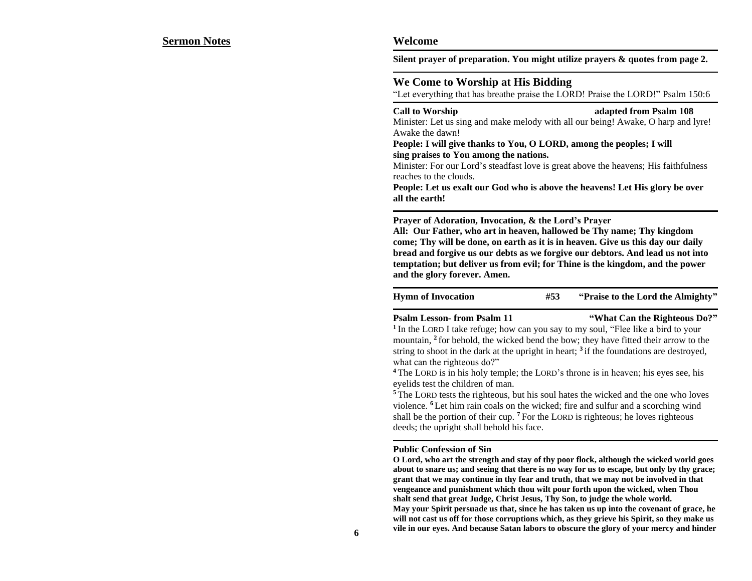## Sermon Notes

## Welcome

**Silent prayer of preparation. You might utilize prayers & quotes from page 2.**

## We Come to Worship at His Bidding

"Let everything that has breathe praise the LORD! Praise the LORD!" Psalm 150:6

**Call to Worship** **adapted from Psalm 108**

Minister: Let us sing and make melody with all our being! Awake, O harp and lyre! Awake the dawn!

**People: I will give thanks to You, O LORD, among the peoples; I will sing praises to You among the nations.**

Minister: For our Lord's steadfast love is great above the heavens; His faithfulness reaches to the clouds.

**People: Let us exalt our God who is above the heavens! Let His glory be over all the earth!**

**Prayer of Adoration, Invocation, & the Lord's Prayer**

**All: Our Father, who art in heaven, hallowed be Thy name; Thy kingdom come; Thy will be done, on earth as it is in heaven. Give us this day our daily bread and forgive us our debts as we forgive our debtors. And lead us not into temptation; but deliver us from evil; for Thine is the kingdom, and the power and the glory forever. Amen.**

**Hymn of Invocation** **#53** **"Praise to the Lord the Almighty"**

**Psalm Lesson- from Psalm 11** **"What Can the Righteous Do?"**

[1] In the LORD I take refuge; how can you say to my soul, "Flee like a bird to your mountain, [2] for behold, the wicked bend the bow; they have fitted their arrow to the string to shoot in the dark at the upright in heart; [3] if the foundations are destroyed, what can the righteous do?"

[4] The LORD is in his holy temple; the LORD's throne is in heaven; his eyes see, his eyelids test the children of man.

[5] The LORD tests the righteous, but his soul hates the wicked and the one who loves violence. [6] Let him rain coals on the wicked; fire and sulfur and a scorching wind shall be the portion of their cup. [7] For the LORD is righteous; he loves righteous deeds; the upright shall behold his face.

**Public Confession of Sin**

**O Lord, who art the strength and stay of thy poor flock, although the wicked world goes about to snare us; and seeing that there is no way for us to escape, but only by thy grace; grant that we may continue in thy fear and truth, that we may not be involved in that vengeance and punishment which thou wilt pour forth upon the wicked, when Thou shalt send that great Judge, Christ Jesus, Thy Son, to judge the whole world.**

**May your Spirit persuade us that, since he has taken us up into the covenant of grace, he will not cast us off for those corruptions which, as they grieve his Spirit, so they make us vile in our eyes. And because Satan labors to obscure the glory of your mercy and hinder**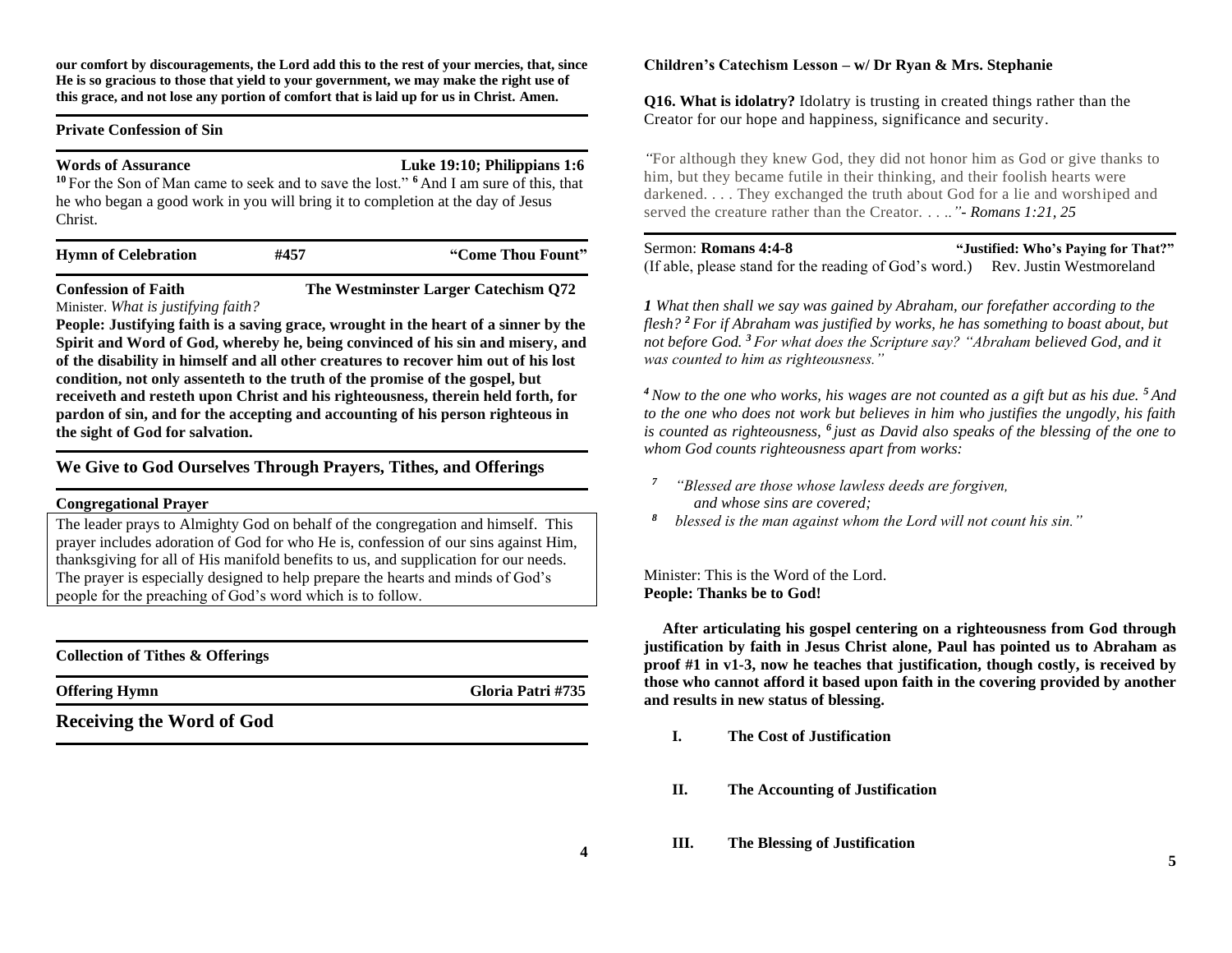**our comfort by discouragements, the Lord add this to the rest of your mercies, that, since He is so gracious to those that yield to your government, we may make the right use of this grace, and not lose any portion of comfort that is laid up for us in Christ. Amen.**

**Private Confession of Sin**

**Words of Assurance** **Luke 19:10; Philippians 1:6**

[10] For the Son of Man came to seek and to save the lost." [6] And I am sure of this, that he who began a good work in you will bring it to completion at the day of Jesus Christ.

**Hymn of Celebration** **#457** **"Come Thou Fount"**

**Confession of Faith** **The Westminster Larger Catechism Q72**

Minister. *What is justifying faith?*

**People: Justifying faith is a saving grace, wrought in the heart of a sinner by the Spirit and Word of God, whereby he, being convinced of his sin and misery, and of the disability in himself and all other creatures to recover him out of his lost condition, not only assenteth to the truth of the promise of the gospel, but receiveth and resteth upon Christ and his righteousness, therein held forth, for pardon of sin, and for the accepting and accounting of his person righteous in the sight of God for salvation.**

## We Give to God Ourselves Through Prayers, Tithes, and Offerings

**Congregational Prayer**

The leader prays to Almighty God on behalf of the congregation and himself. This prayer includes adoration of God for who He is, confession of our sins against Him, thanksgiving for all of His manifold benefits to us, and supplication for our needs. The prayer is especially designed to help prepare the hearts and minds of God's people for the preaching of God's word which is to follow.

**Collection of Tithes & Offerings**

**Offering Hymn** **Gloria Patri #735**

## Receiving the Word of God

**Children's Catechism Lesson – w/ Dr Ryan & Mrs. Stephanie**

**Q16. What is idolatry?** Idolatry is trusting in created things rather than the Creator for our hope and happiness, significance and security.

*"*For although they knew God, they did not honor him as God or give thanks to him, but they became futile in their thinking, and their foolish hearts were darkened. . . . They exchanged the truth about God for a lie and worshiped and served the creature rather than the Creator. . . ..*"- Romans 1:21, 25*

Sermon: **Romans 4:4-8** **"Justified: Who's Paying for That?"**

(If able, please stand for the reading of God's word.) Rev. Justin Westmoreland

***1*** *What then shall we say was gained by Abraham, our forefather according to the flesh?* ***2*** *For if Abraham was justified by works, he has something to boast about, but not before God.* ***3*** *For what does the Scripture say? "Abraham believed God, and it was counted to him as righteousness."*

***4*** *Now to the one who works, his wages are not counted as a gift but as his due.* ***5*** *And to the one who does not work but believes in him who justifies the ungodly, his faith is counted as righteousness,* ***6*** *just as David also speaks of the blessing of the one to whom God counts righteousness apart from works:*

***7*** *"Blessed are those whose lawless deeds are forgiven,*
*and whose sins are covered;*
***8*** *blessed is the man against whom the Lord will not count his sin."*

Minister: This is the Word of the Lord.
**People: Thanks be to God!**

**After articulating his gospel centering on a righteousness from God through justification by faith in Jesus Christ alone, Paul has pointed us to Abraham as proof #1 in v1-3, now he teaches that justification, though costly, is received by those who cannot afford it based upon faith in the covering provided by another and results in new status of blessing.**

**I. The Cost of Justification**

**II. The Accounting of Justification**

**III. The Blessing of Justification**